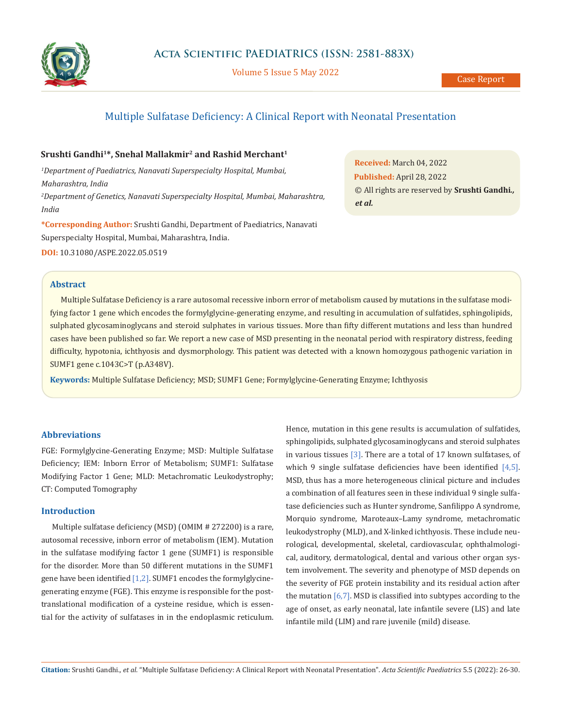Case Report

# Multiple Sulfatase Deficiency: A Clinical Report with Neonatal Presentation

**Srushti Gandhi[1]*, Snehal Mallakmir[2] and Rashid Merchant[1]**

[1] *Department of Paediatrics, Nanavati Superspecialty Hospital, Mumbai, Maharashtra, India*

[2] *Department of Genetics, Nanavati Superspecialty Hospital, Mumbai, Maharashtra, India*

**\*Corresponding Author:** Srushti Gandhi, Department of Paediatrics, Nanavati Superspecialty Hospital, Mumbai, Maharashtra, India.

**DOI:** 10.31080/ASPE.2022.05.0519

**Received:** March 04, 2022
**Published:** April 28, 2022
© All rights are reserved by **Srushti Gandhi., *et al.***

## Abstract

Multiple Sulfatase Deficiency is a rare autosomal recessive inborn error of metabolism caused by mutations in the sulfatase modifying factor 1 gene which encodes the formylglycine-generating enzyme, and resulting in accumulation of sulfatides, sphingolipids, sulphated glycosaminoglycans and steroid sulphates in various tissues. More than fifty different mutations and less than hundred cases have been published so far. We report a new case of MSD presenting in the neonatal period with respiratory distress, feeding difficulty, hypotonia, ichthyosis and dysmorphology. This patient was detected with a known homozygous pathogenic variation in SUMF1 gene c.1043C>T (p.A348V).

**Keywords:** Multiple Sulfatase Deficiency; MSD; SUMF1 Gene; Formylglycine-Generating Enzyme; Ichthyosis

## Abbreviations

FGE: Formylglycine-Generating Enzyme; MSD: Multiple Sulfatase Deficiency; IEM: Inborn Error of Metabolism; SUMF1: Sulfatase Modifying Factor 1 Gene; MLD: Metachromatic Leukodystrophy; CT: Computed Tomography

## Introduction

Multiple sulfatase deficiency (MSD) (OMIM # 272200) is a rare, autosomal recessive, inborn error of metabolism (IEM). Mutation in the sulfatase modifying factor 1 gene (SUMF1) is responsible for the disorder. More than 50 different mutations in the SUMF1 gene have been identified [1,2]. SUMF1 encodes the formylglycine-generating enzyme (FGE). This enzyme is responsible for the post-translational modification of a cysteine residue, which is essential for the activity of sulfatases in in the endoplasmic reticulum. Hence, mutation in this gene results is accumulation of sulfatides, sphingolipids, sulphated glycosaminoglycans and steroid sulphates in various tissues [3]. There are a total of 17 known sulfatases, of which 9 single sulfatase deficiencies have been identified [4,5]. MSD, thus has a more heterogeneous clinical picture and includes a combination of all features seen in these individual 9 single sulfatase deficiencies such as Hunter syndrome, Sanfilippo A syndrome, Morquio syndrome, Maroteaux–Lamy syndrome, metachromatic leukodystrophy (MLD), and X-linked ichthyosis. These include neurological, developmental, skeletal, cardiovascular, ophthalmological, auditory, dermatological, dental and various other organ system involvement. The severity and phenotype of MSD depends on the severity of FGE protein instability and its residual action after the mutation [6,7]. MSD is classified into subtypes according to the age of onset, as early neonatal, late infantile severe (LIS) and late infantile mild (LIM) and rare juvenile (mild) disease.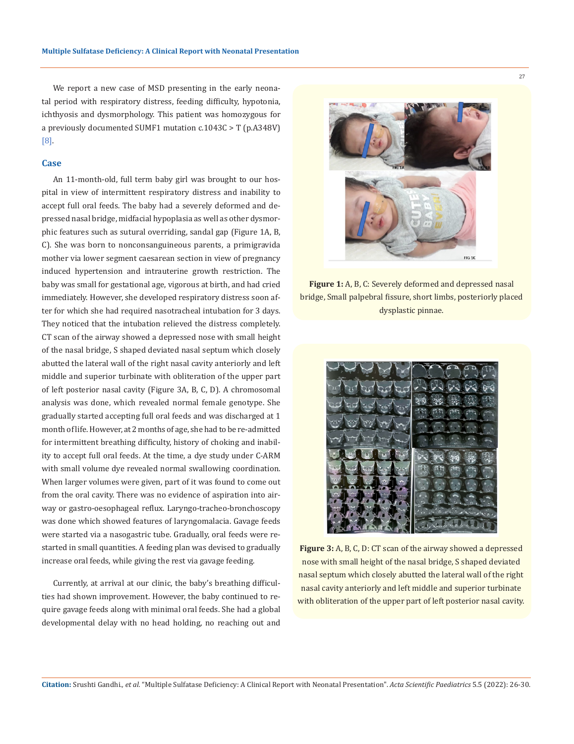We report a new case of MSD presenting in the early neonatal period with respiratory distress, feeding difficulty, hypotonia, ichthyosis and dysmorphology. This patient was homozygous for a previously documented SUMF1 mutation c.1043C > T (p.A348V) [8].

## Case

An 11-month-old, full term baby girl was brought to our hospital in view of intermittent respiratory distress and inability to accept full oral feeds. The baby had a severely deformed and depressed nasal bridge, midfacial hypoplasia as well as other dysmorphic features such as sutural overriding, sandal gap (Figure 1A, B, C). She was born to nonconsanguineous parents, a primigravida mother via lower segment caesarean section in view of pregnancy induced hypertension and intrauterine growth restriction. The baby was small for gestational age, vigorous at birth, and had cried immediately. However, she developed respiratory distress soon after for which she had required nasotracheal intubation for 3 days. They noticed that the intubation relieved the distress completely. CT scan of the airway showed a depressed nose with small height of the nasal bridge, S shaped deviated nasal septum which closely abutted the lateral wall of the right nasal cavity anteriorly and left middle and superior turbinate with obliteration of the upper part of left posterior nasal cavity (Figure 3A, B, C, D). A chromosomal analysis was done, which revealed normal female genotype. She gradually started accepting full oral feeds and was discharged at 1 month of life. However, at 2 months of age, she had to be re-admitted for intermittent breathing difficulty, history of choking and inability to accept full oral feeds. At the time, a dye study under C-ARM with small volume dye revealed normal swallowing coordination. When larger volumes were given, part of it was found to come out from the oral cavity. There was no evidence of aspiration into airway or gastro-oesophageal reflux. Laryngo-tracheo-bronchoscopy was done which showed features of laryngomalacia. Gavage feeds were started via a nasogastric tube. Gradually, oral feeds were restarted in small quantities. A feeding plan was devised to gradually increase oral feeds, while giving the rest via gavage feeding.

Currently, at arrival at our clinic, the baby's breathing difficulties had shown improvement. However, the baby continued to require gavage feeds along with minimal oral feeds. She had a global developmental delay with no head holding, no reaching out and

**Figure 1:** A, B, C: Severely deformed and depressed nasal bridge, Small palpebral fissure, short limbs, posteriorly placed dysplastic pinnae.

**Figure 3:** A, B, C, D: CT scan of the airway showed a depressed nose with small height of the nasal bridge, S shaped deviated nasal septum which closely abutted the lateral wall of the right nasal cavity anteriorly and left middle and superior turbinate with obliteration of the upper part of left posterior nasal cavity.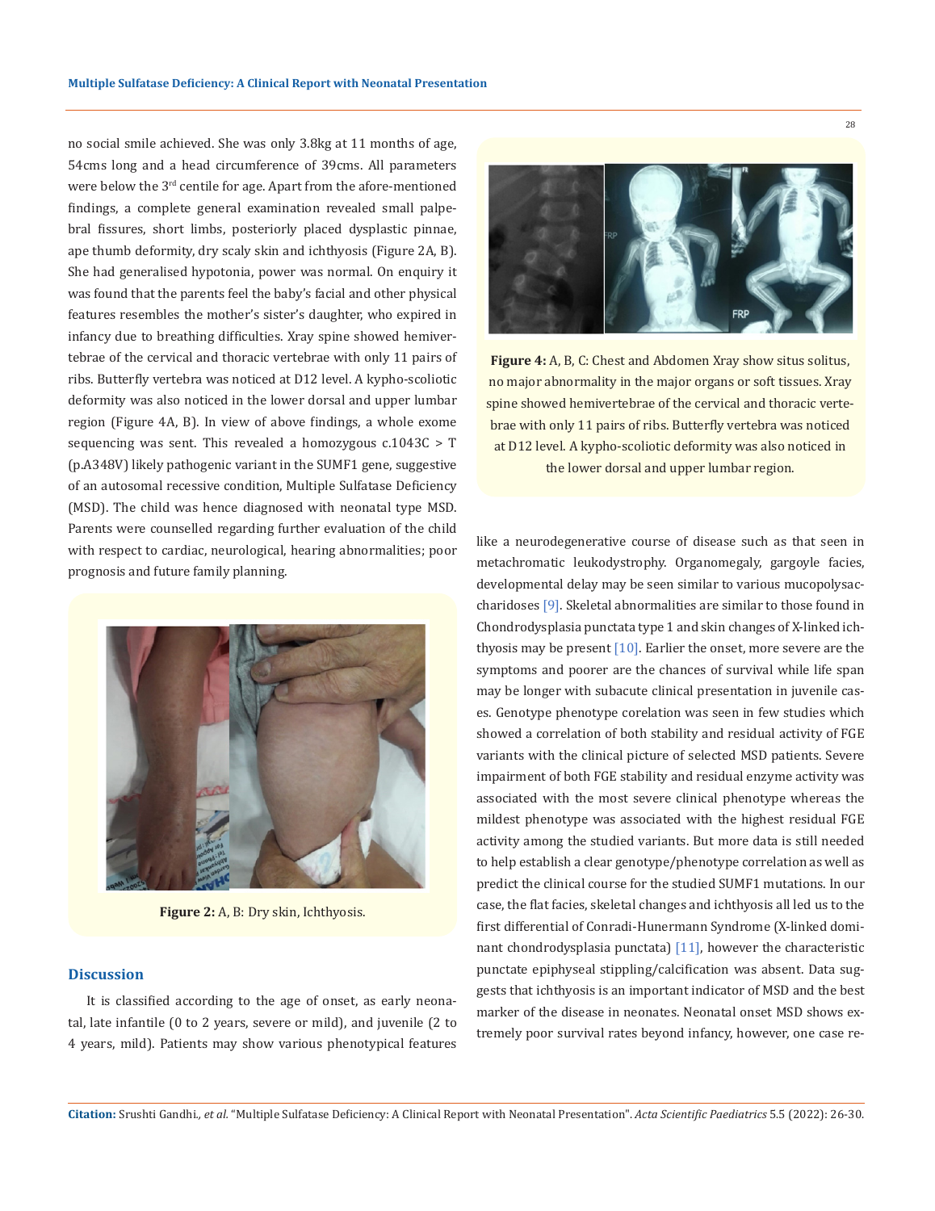no social smile achieved. She was only 3.8kg at 11 months of age, 54cms long and a head circumference of 39cms. All parameters were below the 3rd centile for age. Apart from the afore-mentioned findings, a complete general examination revealed small palpebral fissures, short limbs, posteriorly placed dysplastic pinnae, ape thumb deformity, dry scaly skin and ichthyosis (Figure 2A, B). She had generalised hypotonia, power was normal. On enquiry it was found that the parents feel the baby's facial and other physical features resembles the mother's sister's daughter, who expired in infancy due to breathing difficulties. Xray spine showed hemivertebrae of the cervical and thoracic vertebrae with only 11 pairs of ribs. Butterfly vertebra was noticed at D12 level. A kypho-scoliotic deformity was also noticed in the lower dorsal and upper lumbar region (Figure 4A, B). In view of above findings, a whole exome sequencing was sent. This revealed a homozygous c.1043C > T (p.A348V) likely pathogenic variant in the SUMF1 gene, suggestive of an autosomal recessive condition, Multiple Sulfatase Deficiency (MSD). The child was hence diagnosed with neonatal type MSD. Parents were counselled regarding further evaluation of the child with respect to cardiac, neurological, hearing abnormalities; poor prognosis and future family planning.

**Figure 2:** A, B: Dry skin, Ichthyosis.

**Figure 4:** A, B, C: Chest and Abdomen Xray show situs solitus, no major abnormality in the major organs or soft tissues. Xray spine showed hemivertebrae of the cervical and thoracic vertebrae with only 11 pairs of ribs. Butterfly vertebra was noticed at D12 level. A kypho-scoliotic deformity was also noticed in the lower dorsal and upper lumbar region.

## Discussion

It is classified according to the age of onset, as early neonatal, late infantile (0 to 2 years, severe or mild), and juvenile (2 to 4 years, mild). Patients may show various phenotypical features like a neurodegenerative course of disease such as that seen in metachromatic leukodystrophy. Organomegaly, gargoyle facies, developmental delay may be seen similar to various mucopolysaccharidoses [9]. Skeletal abnormalities are similar to those found in Chondrodysplasia punctata type 1 and skin changes of X-linked ichthyosis may be present [10]. Earlier the onset, more severe are the symptoms and poorer are the chances of survival while life span may be longer with subacute clinical presentation in juvenile cases. Genotype phenotype corelation was seen in few studies which showed a correlation of both stability and residual activity of FGE variants with the clinical picture of selected MSD patients. Severe impairment of both FGE stability and residual enzyme activity was associated with the most severe clinical phenotype whereas the mildest phenotype was associated with the highest residual FGE activity among the studied variants. But more data is still needed to help establish a clear genotype/phenotype correlation as well as predict the clinical course for the studied SUMF1 mutations. In our case, the flat facies, skeletal changes and ichthyosis all led us to the first differential of Conradi-Hunermann Syndrome (X-linked dominant chondrodysplasia punctata) [11], however the characteristic punctate epiphyseal stippling/calcification was absent. Data suggests that ichthyosis is an important indicator of MSD and the best marker of the disease in neonates. Neonatal onset MSD shows extremely poor survival rates beyond infancy, however, one case re-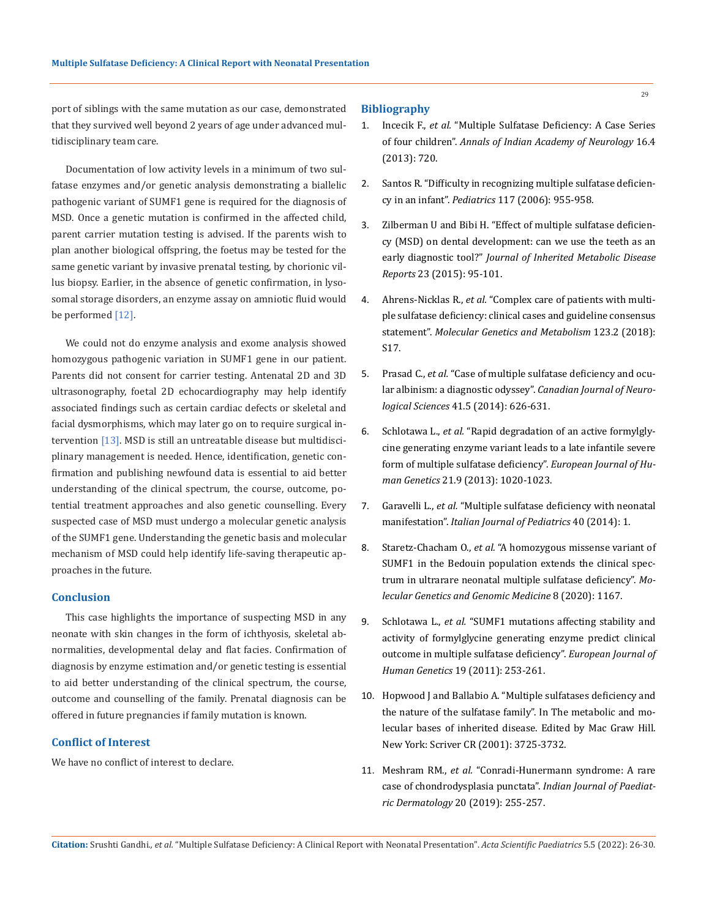port of siblings with the same mutation as our case, demonstrated that they survived well beyond 2 years of age under advanced multidisciplinary team care.

Documentation of low activity levels in a minimum of two sulfatase enzymes and/or genetic analysis demonstrating a biallelic pathogenic variant of SUMF1 gene is required for the diagnosis of MSD. Once a genetic mutation is confirmed in the affected child, parent carrier mutation testing is advised. If the parents wish to plan another biological offspring, the foetus may be tested for the same genetic variant by invasive prenatal testing, by chorionic villus biopsy. Earlier, in the absence of genetic confirmation, in lysosomal storage disorders, an enzyme assay on amniotic fluid would be performed [12].

We could not do enzyme analysis and exome analysis showed homozygous pathogenic variation in SUMF1 gene in our patient. Parents did not consent for carrier testing. Antenatal 2D and 3D ultrasonography, foetal 2D echocardiography may help identify associated findings such as certain cardiac defects or skeletal and facial dysmorphisms, which may later go on to require surgical intervention [13]. MSD is still an untreatable disease but multidisciplinary management is needed. Hence, identification, genetic confirmation and publishing newfound data is essential to aid better understanding of the clinical spectrum, the course, outcome, potential treatment approaches and also genetic counselling. Every suspected case of MSD must undergo a molecular genetic analysis of the SUMF1 gene. Understanding the genetic basis and molecular mechanism of MSD could help identify life-saving therapeutic approaches in the future.

## Conclusion

This case highlights the importance of suspecting MSD in any neonate with skin changes in the form of ichthyosis, skeletal abnormalities, developmental delay and flat facies. Confirmation of diagnosis by enzyme estimation and/or genetic testing is essential to aid better understanding of the clinical spectrum, the course, outcome and counselling of the family. Prenatal diagnosis can be offered in future pregnancies if family mutation is known.

## Conflict of Interest

We have no conflict of interest to declare.

## Bibliography

1. Incecik F., *et al.* "Multiple Sulfatase Deficiency: A Case Series of four children". *Annals of Indian Academy of Neurology* 16.4 (2013): 720.
2. Santos R. "Difficulty in recognizing multiple sulfatase deficiency in an infant". *Pediatrics* 117 (2006): 955-958.
3. Zilberman U and Bibi H. "Effect of multiple sulfatase deficiency (MSD) on dental development: can we use the teeth as an early diagnostic tool?" *Journal of Inherited Metabolic Disease Reports* 23 (2015): 95-101.
4. Ahrens-Nicklas R., *et al.* "Complex care of patients with multiple sulfatase deficiency: clinical cases and guideline consensus statement". *Molecular Genetics and Metabolism* 123.2 (2018): S17.
5. Prasad C., *et al.* "Case of multiple sulfatase deficiency and ocular albinism: a diagnostic odyssey". *Canadian Journal of Neurological Sciences* 41.5 (2014): 626-631.
6. Schlotawa L., *et al.* "Rapid degradation of an active formylglycine generating enzyme variant leads to a late infantile severe form of multiple sulfatase deficiency". *European Journal of Human Genetics* 21.9 (2013): 1020-1023.
7. Garavelli L., *et al.* "Multiple sulfatase deficiency with neonatal manifestation". *Italian Journal of Pediatrics* 40 (2014): 1.
8. Staretz-Chacham O., *et al.* "A homozygous missense variant of SUMF1 in the Bedouin population extends the clinical spectrum in ultrarare neonatal multiple sulfatase deficiency". *Molecular Genetics and Genomic Medicine* 8 (2020): 1167.
9. Schlotawa L., *et al.* "SUMF1 mutations affecting stability and activity of formylglycine generating enzyme predict clinical outcome in multiple sulfatase deficiency". *European Journal of Human Genetics* 19 (2011): 253-261.
10. Hopwood J and Ballabio A. "Multiple sulfatases deficiency and the nature of the sulfatase family". In The metabolic and molecular bases of inherited disease. Edited by Mac Graw Hill. New York: Scriver CR (2001): 3725-3732.
11. Meshram RM., *et al.* "Conradi-Hunermann syndrome: A rare case of chondrodysplasia punctata". *Indian Journal of Paediatric Dermatology* 20 (2019): 255-257.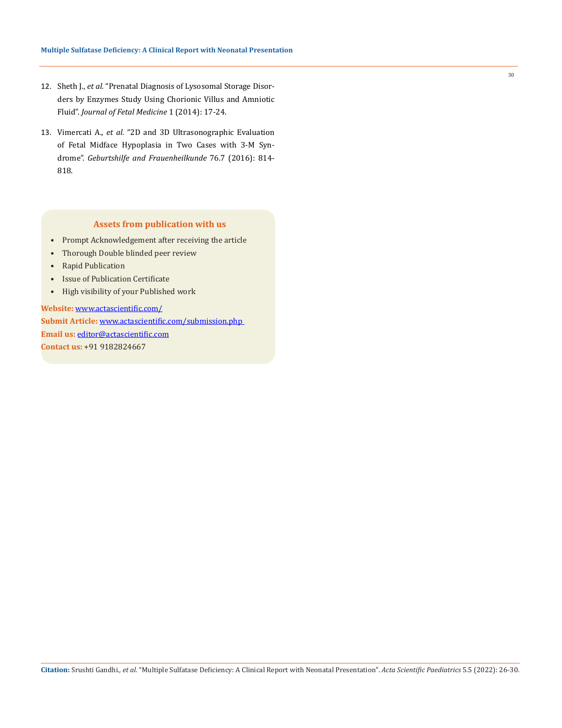12. Sheth J., *et al.* "Prenatal Diagnosis of Lysosomal Storage Disorders by Enzymes Study Using Chorionic Villus and Amniotic Fluid". *Journal of Fetal Medicine* 1 (2014): 17-24.

13. Vimercati A., *et al.* "2D and 3D Ultrasonographic Evaluation of Fetal Midface Hypoplasia in Two Cases with 3-M Syndrome". *Geburtshilfe and Frauenheilkunde* 76.7 (2016): 814-818.

**Assets from publication with us**

- Prompt Acknowledgement after receiving the article
- Thorough Double blinded peer review
- Rapid Publication
- Issue of Publication Certificate
- High visibility of your Published work

**Website:** www.actascientific.com/
**Submit Article:** www.actascientific.com/submission.php
**Email us:** editor@actascientific.com
**Contact us:** +91 9182824667